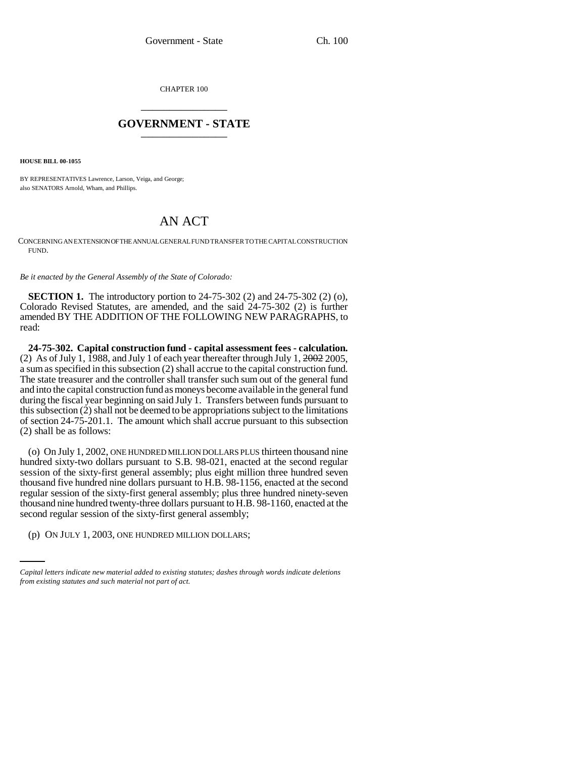CHAPTER 100

# GOVERNMENT - STATE

**HOUSE BILL 00-1055**

BY REPRESENTATIVES Lawrence, Larson, Veiga, and George;
also SENATORS Arnold, Wham, and Phillips.

# AN ACT

CONCERNING AN EXTENSION OF THE ANNUAL GENERAL FUND TRANSFER TO THE CAPITAL CONSTRUCTION FUND.

*Be it enacted by the General Assembly of the State of Colorado:*

**SECTION 1.** The introductory portion to 24-75-302 (2) and 24-75-302 (2) (o), Colorado Revised Statutes, are amended, and the said 24-75-302 (2) is further amended BY THE ADDITION OF THE FOLLOWING NEW PARAGRAPHS, to read:

**24-75-302. Capital construction fund - capital assessment fees - calculation.** (2) As of July 1, 1988, and July 1 of each year thereafter through July 1, ~~2002~~ 2005, a sum as specified in this subsection (2) shall accrue to the capital construction fund. The state treasurer and the controller shall transfer such sum out of the general fund and into the capital construction fund as moneys become available in the general fund during the fiscal year beginning on said July 1. Transfers between funds pursuant to this subsection (2) shall not be deemed to be appropriations subject to the limitations of section 24-75-201.1. The amount which shall accrue pursuant to this subsection (2) shall be as follows:

(o) On July 1, 2002, ONE HUNDRED MILLION DOLLARS PLUS thirteen thousand nine hundred sixty-two dollars pursuant to S.B. 98-021, enacted at the second regular session of the sixty-first general assembly; plus eight million three hundred seven thousand five hundred nine dollars pursuant to H.B. 98-1156, enacted at the second regular session of the sixty-first general assembly; plus three hundred ninety-seven thousand nine hundred twenty-three dollars pursuant to H.B. 98-1160, enacted at the second regular session of the sixty-first general assembly;

(p) ON JULY 1, 2003, ONE HUNDRED MILLION DOLLARS;

*Capital letters indicate new material added to existing statutes; dashes through words indicate deletions from existing statutes and such material not part of act.*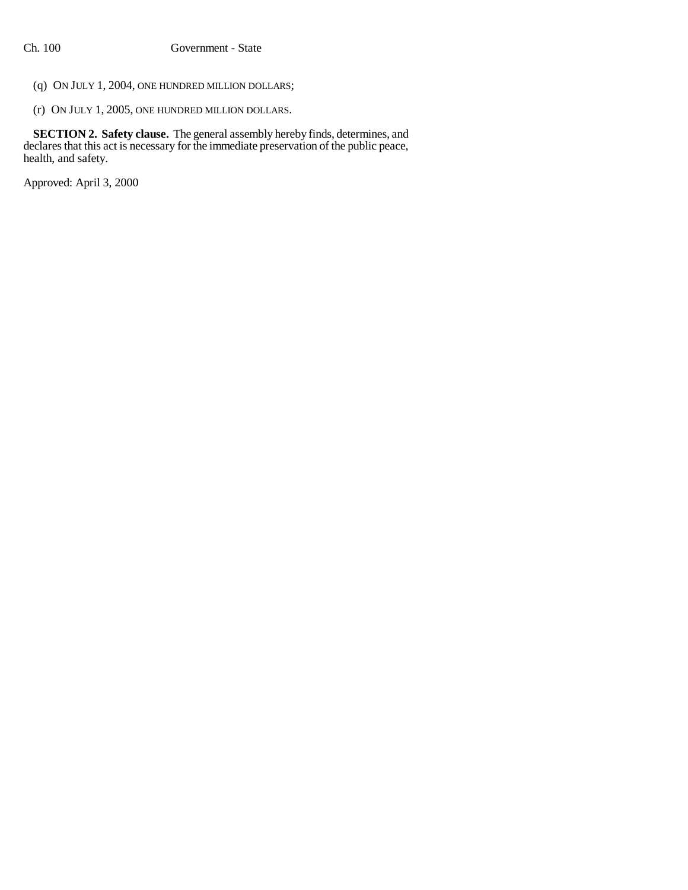(q) ON JULY 1, 2004, ONE HUNDRED MILLION DOLLARS;

(r) ON JULY 1, 2005, ONE HUNDRED MILLION DOLLARS.

**SECTION 2. Safety clause.** The general assembly hereby finds, determines, and declares that this act is necessary for the immediate preservation of the public peace, health, and safety.

Approved: April 3, 2000